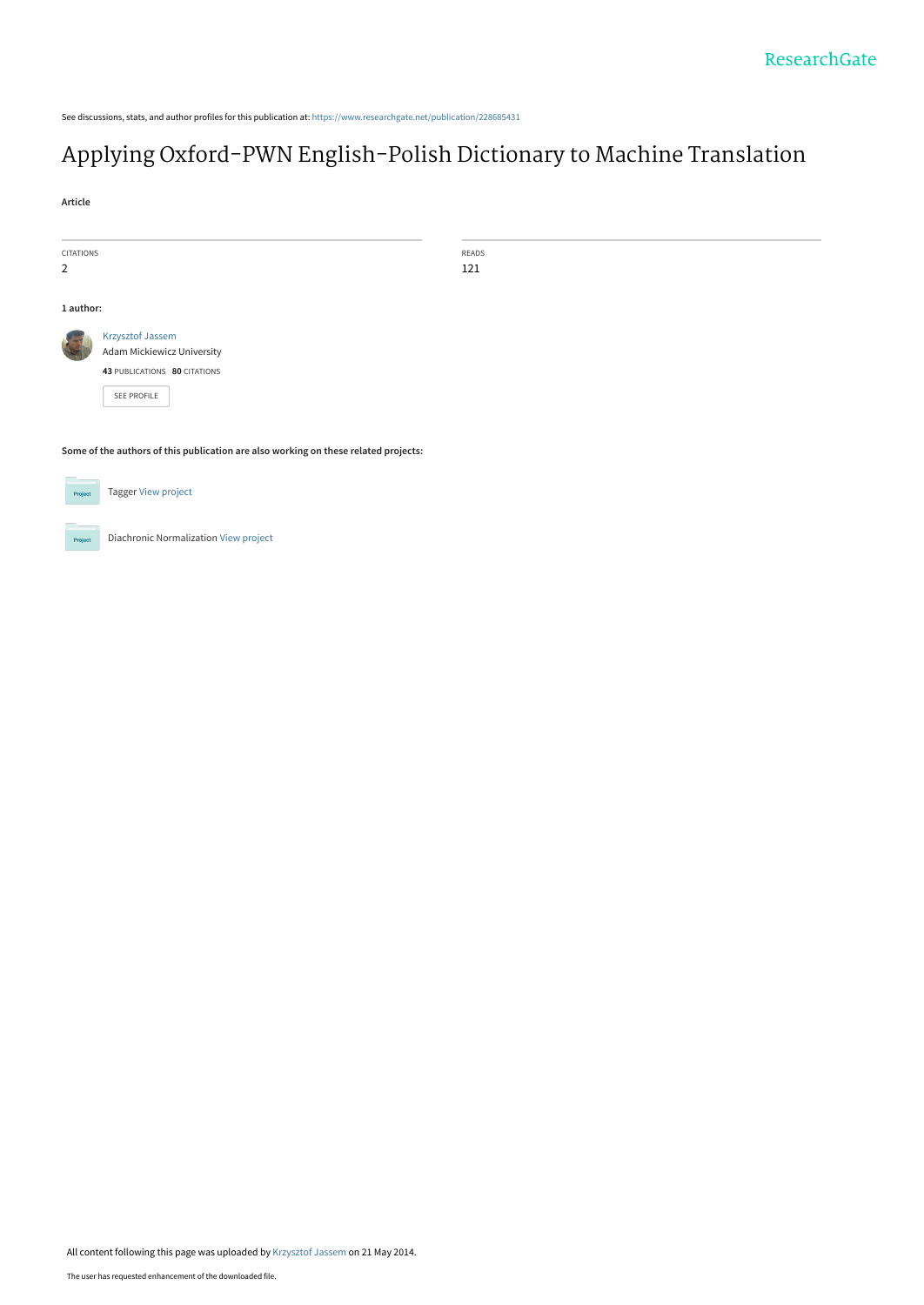See discussions, stats, and author profiles for this publication at: https://www.researchgate.net/publication/228685431

# Applying Oxford-PWN English-Polish Dictionary to Machine Translation

**Article**

CITATIONS
2

READS
121

**1 author:**

Krzysztof Jassem
Adam Mickiewicz University
**43** PUBLICATIONS **80** CITATIONS

SEE PROFILE

**Some of the authors of this publication are also working on these related projects:**

Tagger View project

Diachronic Normalization View project

All content following this page was uploaded by Krzysztof Jassem on 21 May 2014.

The user has requested enhancement of the downloaded file.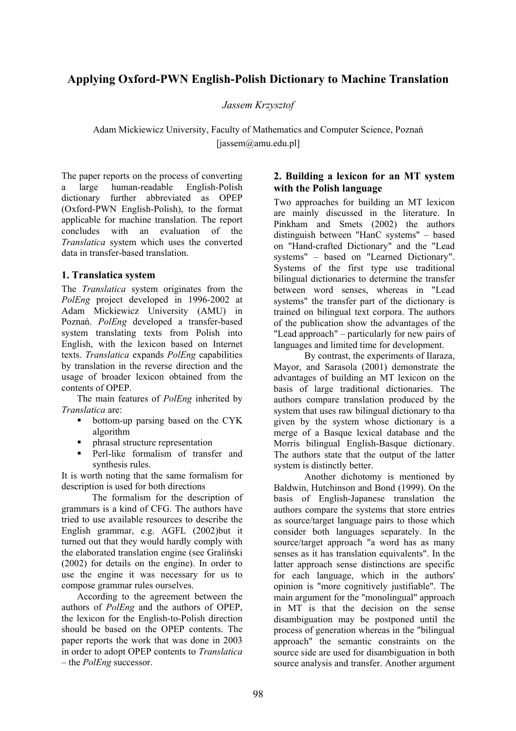# Applying Oxford-PWN English-Polish Dictionary to Machine Translation

*Jassem Krzysztof*

Adam Mickiewicz University, Faculty of Mathematics and Computer Science, Poznań
[jassem@amu.edu.pl]

The paper reports on the process of converting a large human-readable English-Polish dictionary further abbreviated as OPEP (Oxford-PWN English-Polish), to the format applicable for machine translation. The report concludes with an evaluation of the *Translatica* system which uses the converted data in transfer-based translation.

## 1. Translatica system

The *Translatica* system originates from the *PolEng* project developed in 1996-2002 at Adam Mickiewicz University (AMU) in Poznań. *PolEng* developed a transfer-based system translating texts from Polish into English, with the lexicon based on Internet texts. *Translatica* expands *PolEng* capabilities by translation in the reverse direction and the usage of broader lexicon obtained from the contents of OPEP.

The main features of *PolEng* inherited by *Translatica* are:

- bottom-up parsing based on the CYK algorithm
- phrasal structure representation
- Perl-like formalism of transfer and synthesis rules.

It is worth noting that the same formalism for description is used for both directions

The formalism for the description of grammars is a kind of CFG. The authors have tried to use available resources to describe the English grammar, e.g. AGFL (2002)but it turned out that they would hardly comply with the elaborated translation engine (see Graliński (2002) for details on the engine). In order to use the engine it was necessary for us to compose grammar rules ourselves.

According to the agreement between the authors of *PolEng* and the authors of OPEP, the lexicon for the English-to-Polish direction should be based on the OPEP contents. The paper reports the work that was done in 2003 in order to adopt OPEP contents to *Translatica* – the *PolEng* successor.

## 2. Building a lexicon for an MT system with the Polish language

Two approaches for building an MT lexicon are mainly discussed in the literature. In Pinkham and Smets (2002) the authors distinguish between "HanC systems" – based on "Hand-crafted Dictionary" and the "Lead systems" – based on "Learned Dictionary". Systems of the first type use traditional bilingual dictionaries to determine the transfer between word senses, whereas in "Lead systems" the transfer part of the dictionary is trained on bilingual text corpora. The authors of the publication show the advantages of the "Lead approach" – particularly for new pairs of languages and limited time for development.

By contrast, the experiments of Ilaraza, Mayor, and Sarasola (2001) demonstrate the advantages of building an MT lexicon on the basis of large traditional dictionaries. The authors compare translation produced by the system that uses raw bilingual dictionary to tha given by the system whose dictionary is a merge of a Basque lexical database and the Morris bilingual English-Basque dictionary. The authors state that the output of the latter system is distinctly better.

Another dichotomy is mentioned by Baldwin, Hutchinson and Bond (1999). On the basis of English-Japanese translation the authors compare the systems that store entries as source/target language pairs to those which consider both languages separately. In the source/target approach "a word has as many senses as it has translation equivalents". In the latter approach sense distinctions are specific for each language, which in the authors' opinion is "more cognitively justifiable". The main argument for the "monolingual" approach in MT is that the decision on the sense disambiguation may be postponed until the process of generation whereas in the "bilingual approach" the semantic constraints on the source side are used for disambiguation in both source analysis and transfer. Another argument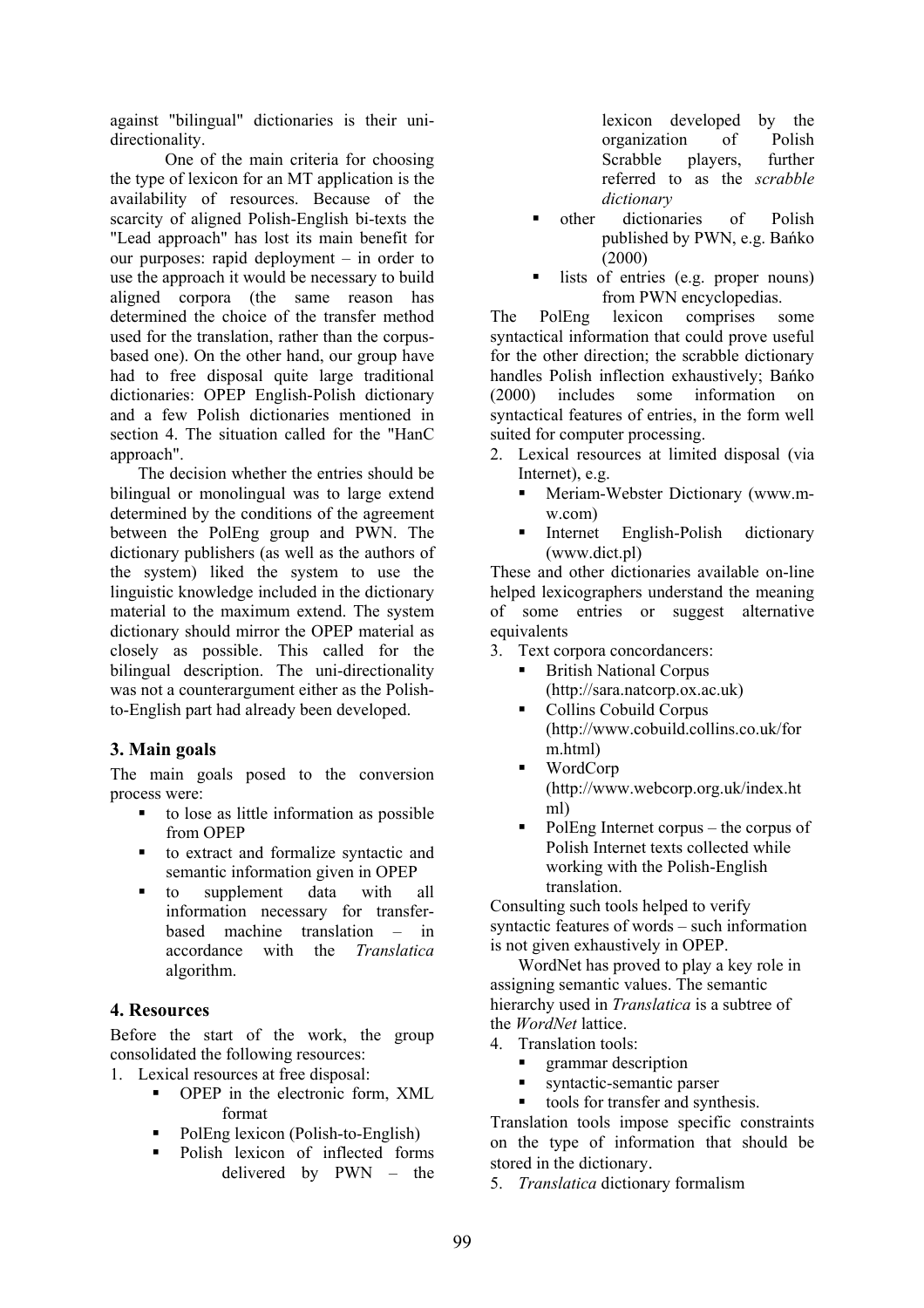against "bilingual" dictionaries is their uni-directionality.

One of the main criteria for choosing the type of lexicon for an MT application is the availability of resources. Because of the scarcity of aligned Polish-English bi-texts the "Lead approach" has lost its main benefit for our purposes: rapid deployment – in order to use the approach it would be necessary to build aligned corpora (the same reason has determined the choice of the transfer method used for the translation, rather than the corpus-based one). On the other hand, our group have had to free disposal quite large traditional dictionaries: OPEP English-Polish dictionary and a few Polish dictionaries mentioned in section 4. The situation called for the "HanC approach".

The decision whether the entries should be bilingual or monolingual was to large extend determined by the conditions of the agreement between the PolEng group and PWN. The dictionary publishers (as well as the authors of the system) liked the system to use the linguistic knowledge included in the dictionary material to the maximum extend. The system dictionary should mirror the OPEP material as closely as possible. This called for the bilingual description. The uni-directionality was not a counterargument either as the Polish-to-English part had already been developed.

## 3. Main goals

The main goals posed to the conversion process were:

- to lose as little information as possible from OPEP
- to extract and formalize syntactic and semantic information given in OPEP
- to supplement data with all information necessary for transfer-based machine translation – in accordance with the *Translatica* algorithm.

## 4. Resources

Before the start of the work, the group consolidated the following resources:

1. Lexical resources at free disposal:
   - OPEP in the electronic form, XML format
   - PolEng lexicon (Polish-to-English)
   - Polish lexicon of inflected forms delivered by PWN – the lexicon developed by the organization of Polish Scrabble players, further referred to as the *scrabble dictionary*
   - other dictionaries of Polish published by PWN, e.g. Bańko (2000)
   - lists of entries (e.g. proper nouns) from PWN encyclopedias.

The PolEng lexicon comprises some syntactical information that could prove useful for the other direction; the scrabble dictionary handles Polish inflection exhaustively; Bańko (2000) includes some information on syntactical features of entries, in the form well suited for computer processing.

2. Lexical resources at limited disposal (via Internet), e.g.
   - Meriam-Webster Dictionary (www.m-w.com)
   - Internet English-Polish dictionary (www.dict.pl)

These and other dictionaries available on-line helped lexicographers understand the meaning of some entries or suggest alternative equivalents

3. Text corpora concordancers:
   - British National Corpus (http://sara.natcorp.ox.ac.uk)
   - Collins Cobuild Corpus (http://www.cobuild.collins.co.uk/form.html)
   - WordCorp (http://www.webcorp.org.uk/index.html)
   - PolEng Internet corpus – the corpus of Polish Internet texts collected while working with the Polish-English translation.

Consulting such tools helped to verify syntactic features of words – such information is not given exhaustively in OPEP.

WordNet has proved to play a key role in assigning semantic values. The semantic hierarchy used in *Translatica* is a subtree of the *WordNet* lattice.

4. Translation tools:
   - grammar description
   - syntactic-semantic parser
   - tools for transfer and synthesis.

Translation tools impose specific constraints on the type of information that should be stored in the dictionary.

5. *Translatica* dictionary formalism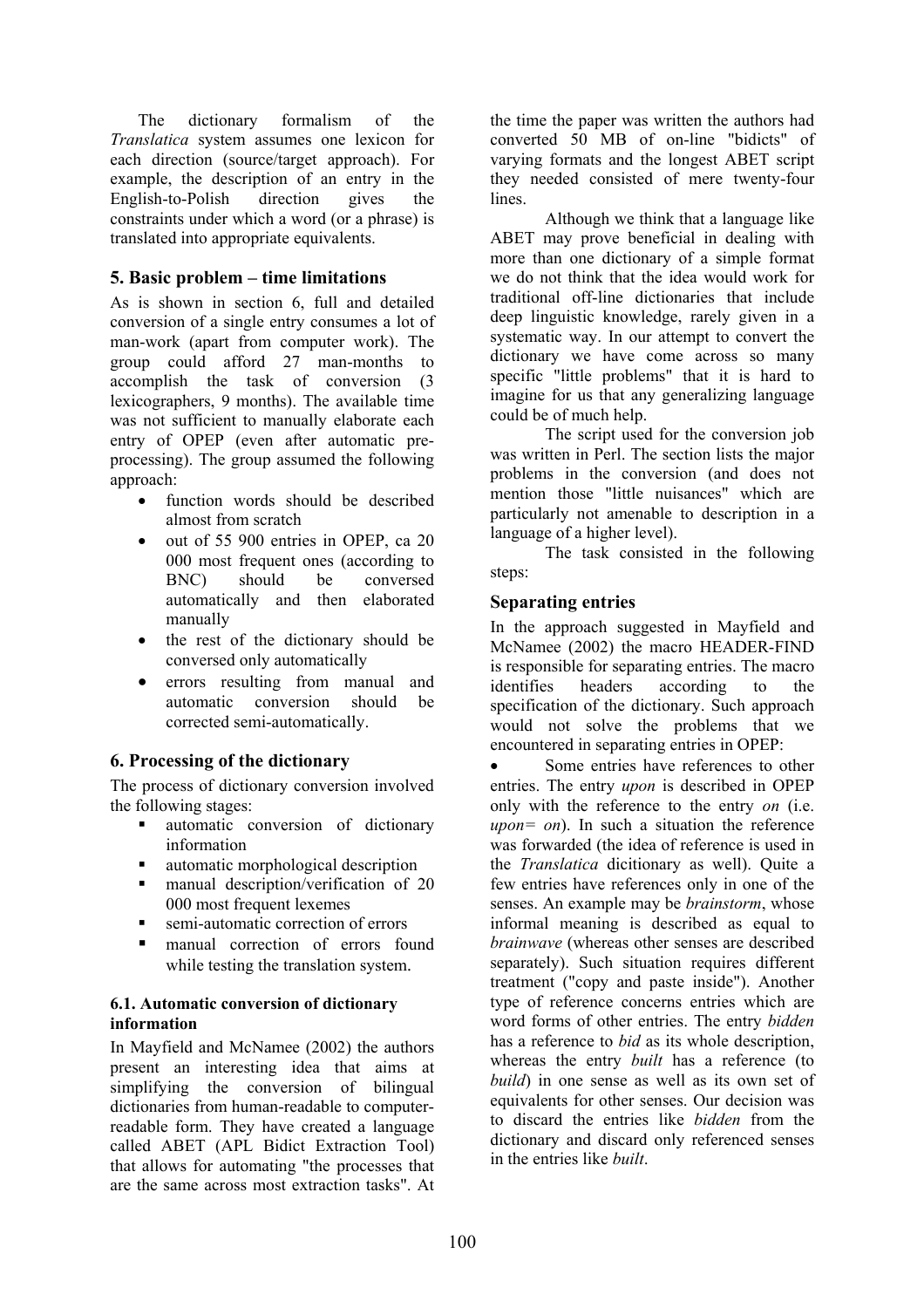The dictionary formalism of the *Translatica* system assumes one lexicon for each direction (source/target approach). For example, the description of an entry in the English-to-Polish direction gives the constraints under which a word (or a phrase) is translated into appropriate equivalents.

## 5. Basic problem – time limitations

As is shown in section 6, full and detailed conversion of a single entry consumes a lot of man-work (apart from computer work). The group could afford 27 man-months to accomplish the task of conversion (3 lexicographers, 9 months). The available time was not sufficient to manually elaborate each entry of OPEP (even after automatic pre-processing). The group assumed the following approach:

- function words should be described almost from scratch
- out of 55 900 entries in OPEP, ca 20 000 most frequent ones (according to BNC) should be conversed automatically and then elaborated manually
- the rest of the dictionary should be conversed only automatically
- errors resulting from manual and automatic conversion should be corrected semi-automatically.

## 6. Processing of the dictionary

The process of dictionary conversion involved the following stages:

- automatic conversion of dictionary information
- automatic morphological description
- manual description/verification of 20 000 most frequent lexemes
- semi-automatic correction of errors
- manual correction of errors found while testing the translation system.

### 6.1. Automatic conversion of dictionary information

In Mayfield and McNamee (2002) the authors present an interesting idea that aims at simplifying the conversion of bilingual dictionaries from human-readable to computer-readable form. They have created a language called ABET (APL Bidict Extraction Tool) that allows for automating "the processes that are the same across most extraction tasks". At the time the paper was written the authors had converted 50 MB of on-line "bidicts" of varying formats and the longest ABET script they needed consisted of mere twenty-four lines.

Although we think that a language like ABET may prove beneficial in dealing with more than one dictionary of a simple format we do not think that the idea would work for traditional off-line dictionaries that include deep linguistic knowledge, rarely given in a systematic way. In our attempt to convert the dictionary we have come across so many specific "little problems" that it is hard to imagine for us that any generalizing language could be of much help.

The script used for the conversion job was written in Perl. The section lists the major problems in the conversion (and does not mention those "little nuisances" which are particularly not amenable to description in a language of a higher level).

The task consisted in the following steps:

### Separating entries

In the approach suggested in Mayfield and McNamee (2002) the macro HEADER-FIND is responsible for separating entries. The macro identifies headers according to the specification of the dictionary. Such approach would not solve the problems that we encountered in separating entries in OPEP:

- Some entries have references to other entries. The entry *upon* is described in OPEP only with the reference to the entry *on* (i.e. *upon= on*). In such a situation the reference was forwarded (the idea of reference is used in the *Translatica* dictionary as well). Quite a few entries have references only in one of the senses. An example may be *brainstorm*, whose informal meaning is described as equal to *brainwave* (whereas other senses are described separately). Such situation requires different treatment ("copy and paste inside"). Another type of reference concerns entries which are word forms of other entries. The entry *bidden* has a reference to *bid* as its whole description, whereas the entry *built* has a reference (to *build*) in one sense as well as its own set of equivalents for other senses. Our decision was to discard the entries like *bidden* from the dictionary and discard only referenced senses in the entries like *built*.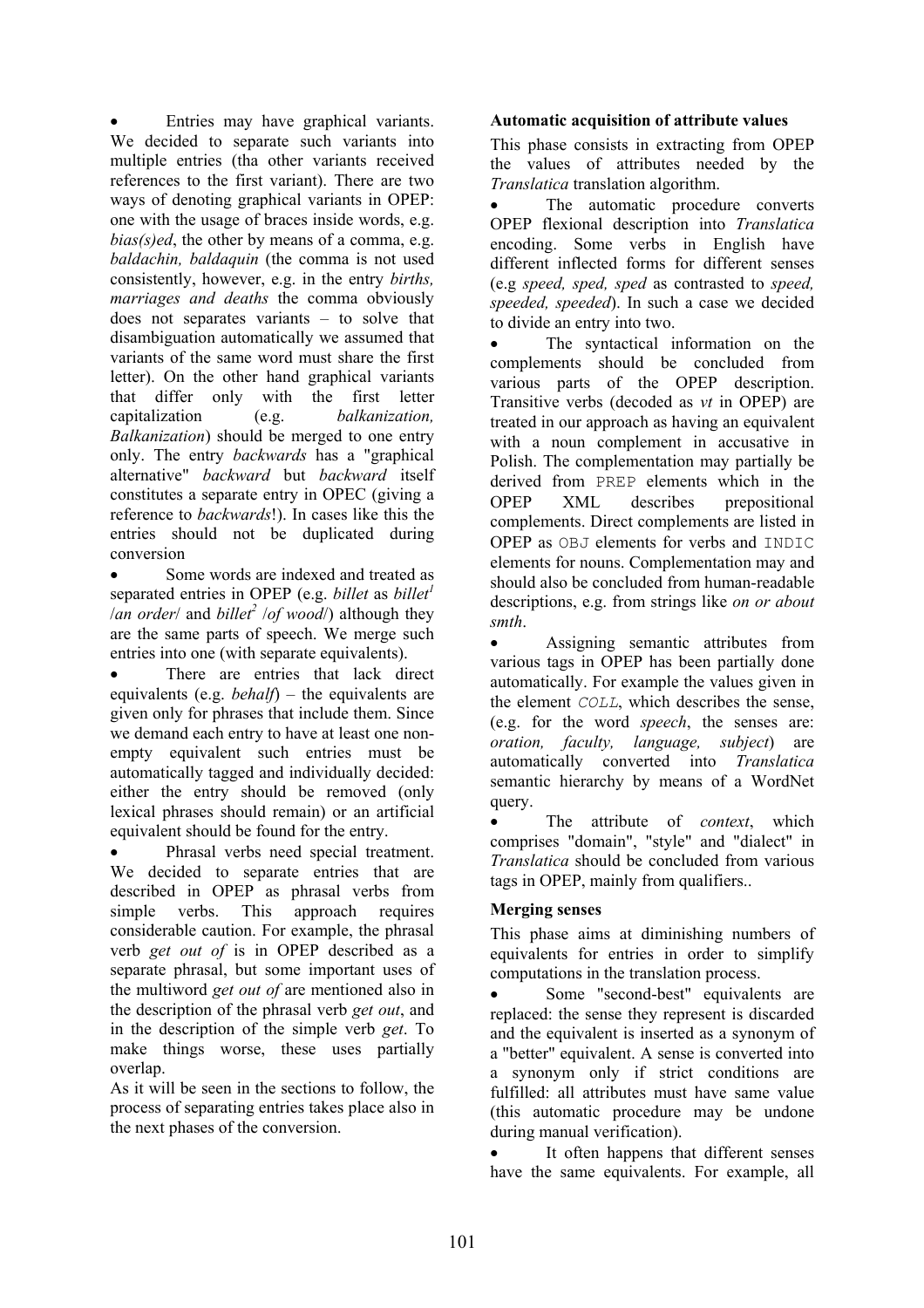- Entries may have graphical variants. We decided to separate such variants into multiple entries (tha other variants received references to the first variant). There are two ways of denoting graphical variants in OPEP: one with the usage of braces inside words, e.g. *bias(s)ed*, the other by means of a comma, e.g. *baldachin, baldaquin* (the comma is not used consistently, however, e.g. in the entry *births, marriages and deaths* the comma obviously does not separates variants – to solve that disambiguation automatically we assumed that variants of the same word must share the first letter). On the other hand graphical variants that differ only with the first letter capitalization (e.g. *balkanization, Balkanization*) should be merged to one entry only. The entry *backwards* has a "graphical alternative" *backward* but *backward* itself constitutes a separate entry in OPEC (giving a reference to *backwards*!). In cases like this the entries should not be duplicated during conversion
- Some words are indexed and treated as separated entries in OPEP (e.g. *billet* as *billet*[1] /*an order*/ and *billet*[2] /*of wood*/) although they are the same parts of speech. We merge such entries into one (with separate equivalents).
- There are entries that lack direct equivalents (e.g. *behalf*) – the equivalents are given only for phrases that include them. Since we demand each entry to have at least one non-empty equivalent such entries must be automatically tagged and individually decided: either the entry should be removed (only lexical phrases should remain) or an artificial equivalent should be found for the entry.
- Phrasal verbs need special treatment. We decided to separate entries that are described in OPEP as phrasal verbs from simple verbs. This approach requires considerable caution. For example, the phrasal verb *get out of* is in OPEP described as a separate phrasal, but some important uses of the multiword *get out of* are mentioned also in the description of the phrasal verb *get out*, and in the description of the simple verb *get*. To make things worse, these uses partially overlap.

As it will be seen in the sections to follow, the process of separating entries takes place also in the next phases of the conversion.

**Automatic acquisition of attribute values**

This phase consists in extracting from OPEP the values of attributes needed by the *Translatica* translation algorithm.

- The automatic procedure converts OPEP flexional description into *Translatica* encoding. Some verbs in English have different inflected forms for different senses (e.g *speed, sped, sped* as contrasted to *speed, speeded, speeded*). In such a case we decided to divide an entry into two.
- The syntactical information on the complements should be concluded from various parts of the OPEP description. Transitive verbs (decoded as *vt* in OPEP) are treated in our approach as having an equivalent with a noun complement in accusative in Polish. The complementation may partially be derived from `PREP` elements which in the OPEP XML describes prepositional complements. Direct complements are listed in OPEP as `OBJ` elements for verbs and `INDIC` elements for nouns. Complementation may and should also be concluded from human-readable descriptions, e.g. from strings like *on or about smth*.
- Assigning semantic attributes from various tags in OPEP has been partially done automatically. For example the values given in the element *`COLL`*, which describes the sense, (e.g. for the word *speech*, the senses are: *oration, faculty, language, subject*) are automatically converted into *Translatica* semantic hierarchy by means of a WordNet query.
- The attribute of *context*, which comprises "domain", "style" and "dialect" in *Translatica* should be concluded from various tags in OPEP, mainly from qualifiers..

**Merging senses**

This phase aims at diminishing numbers of equivalents for entries in order to simplify computations in the translation process.

- Some "second-best" equivalents are replaced: the sense they represent is discarded and the equivalent is inserted as a synonym of a "better" equivalent. A sense is converted into a synonym only if strict conditions are fulfilled: all attributes must have same value (this automatic procedure may be undone during manual verification).
- It often happens that different senses have the same equivalents. For example, all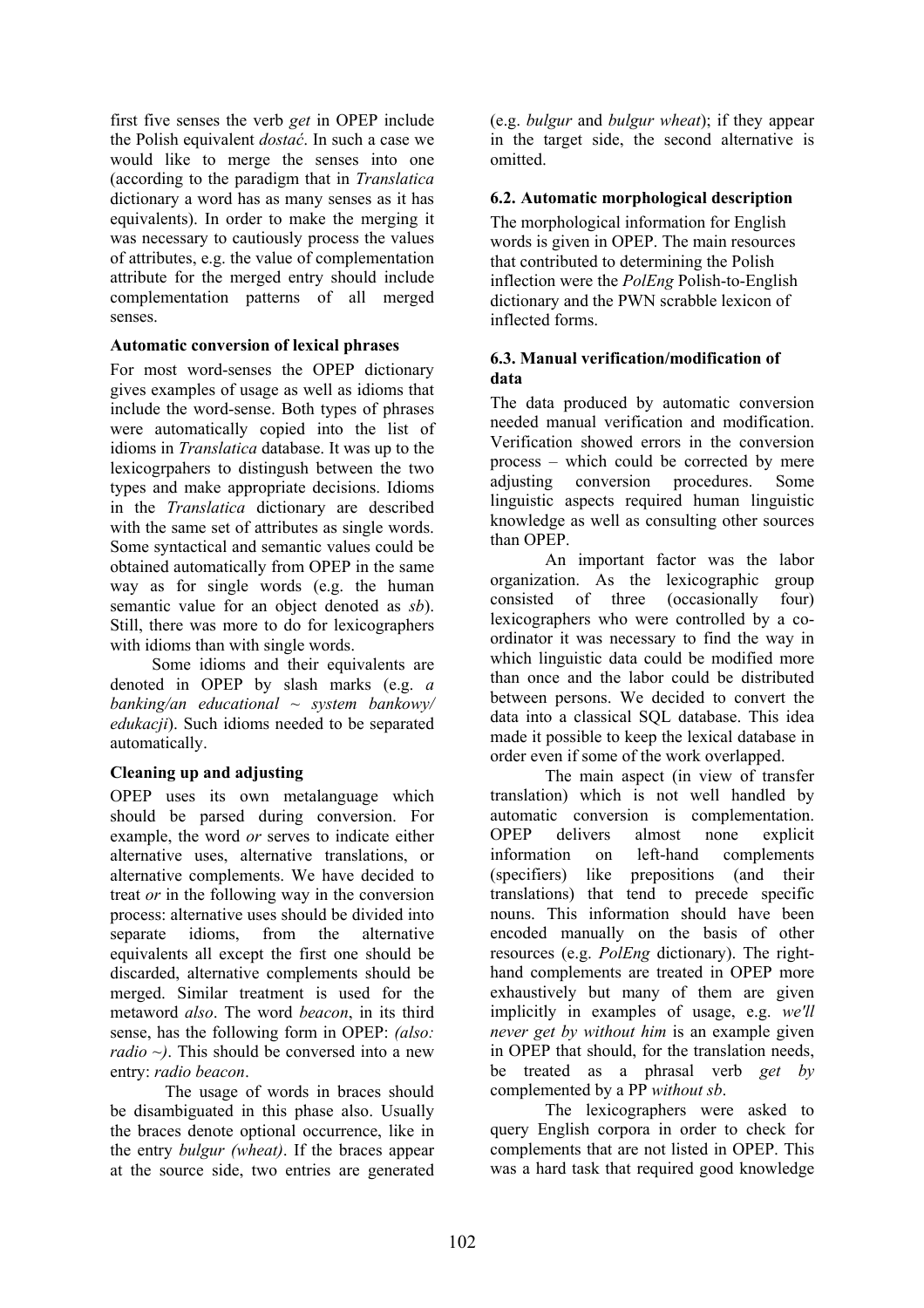first five senses the verb *get* in OPEP include the Polish equivalent *dostać*. In such a case we would like to merge the senses into one (according to the paradigm that in *Translatica* dictionary a word has as many senses as it has equivalents). In order to make the merging it was necessary to cautiously process the values of attributes, e.g. the value of complementation attribute for the merged entry should include complementation patterns of all merged senses.

**Automatic conversion of lexical phrases**

For most word-senses the OPEP dictionary gives examples of usage as well as idioms that include the word-sense. Both types of phrases were automatically copied into the list of idioms in *Translatica* database. It was up to the lexicogrpahers to distingush between the two types and make appropriate decisions. Idioms in the *Translatica* dictionary are described with the same set of attributes as single words. Some syntactical and semantic values could be obtained automatically from OPEP in the same way as for single words (e.g. the human semantic value for an object denoted as *sb*). Still, there was more to do for lexicographers with idioms than with single words.

Some idioms and their equivalents are denoted in OPEP by slash marks (e.g. *a banking/an educational ~ system bankowy/ edukacji*). Such idioms needed to be separated automatically.

**Cleaning up and adjusting**

OPEP uses its own metalanguage which should be parsed during conversion. For example, the word *or* serves to indicate either alternative uses, alternative translations, or alternative complements. We have decided to treat *or* in the following way in the conversion process: alternative uses should be divided into separate idioms, from the alternative equivalents all except the first one should be discarded, alternative complements should be merged. Similar treatment is used for the metaword *also*. The word *beacon*, in its third sense, has the following form in OPEP: *(also: radio ~)*. This should be conversed into a new entry: *radio beacon*.

The usage of words in braces should be disambiguated in this phase also. Usually the braces denote optional occurrence, like in the entry *bulgur (wheat)*. If the braces appear at the source side, two entries are generated (e.g. *bulgur* and *bulgur wheat*); if they appear in the target side, the second alternative is omitted.

### 6.2. Automatic morphological description

The morphological information for English words is given in OPEP. The main resources that contributed to determining the Polish inflection were the *PolEng* Polish-to-English dictionary and the PWN scrabble lexicon of inflected forms.

### 6.3. Manual verification/modification of data

The data produced by automatic conversion needed manual verification and modification. Verification showed errors in the conversion process – which could be corrected by mere adjusting conversion procedures. Some linguistic aspects required human linguistic knowledge as well as consulting other sources than OPEP.

An important factor was the labor organization. As the lexicographic group consisted of three (occasionally four) lexicographers who were controlled by a co-ordinator it was necessary to find the way in which linguistic data could be modified more than once and the labor could be distributed between persons. We decided to convert the data into a classical SQL database. This idea made it possible to keep the lexical database in order even if some of the work overlapped.

The main aspect (in view of transfer translation) which is not well handled by automatic conversion is complementation. OPEP delivers almost none explicit information on left-hand complements (specifiers) like prepositions (and their translations) that tend to precede specific nouns. This information should have been encoded manually on the basis of other resources (e.g. *PolEng* dictionary). The right-hand complements are treated in OPEP more exhaustively but many of them are given implicitly in examples of usage, e.g. *we'll never get by without him* is an example given in OPEP that should, for the translation needs, be treated as a phrasal verb *get by* complemented by a PP *without sb*.

The lexicographers were asked to query English corpora in order to check for complements that are not listed in OPEP. This was a hard task that required good knowledge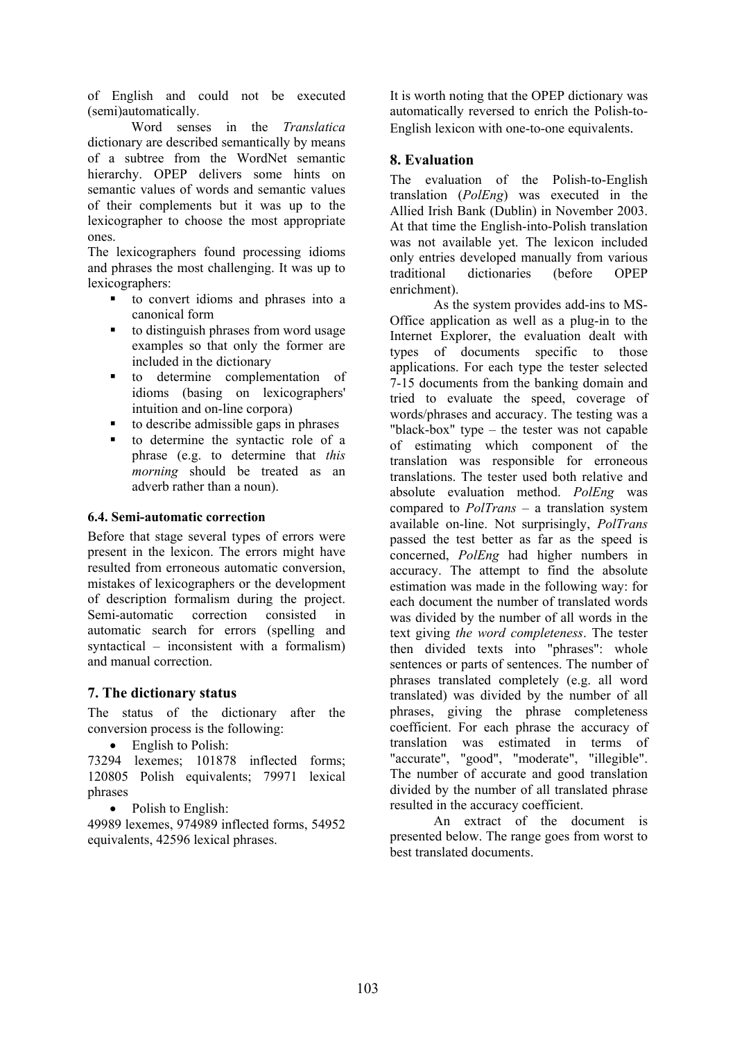of English and could not be executed (semi)automatically.

Word senses in the *Translatica* dictionary are described semantically by means of a subtree from the WordNet semantic hierarchy. OPEP delivers some hints on semantic values of words and semantic values of their complements but it was up to the lexicographer to choose the most appropriate ones.

The lexicographers found processing idioms and phrases the most challenging. It was up to lexicographers:

- to convert idioms and phrases into a canonical form
- to distinguish phrases from word usage examples so that only the former are included in the dictionary
- to determine complementation of idioms (basing on lexicographers' intuition and on-line corpora)
- to describe admissible gaps in phrases
- to determine the syntactic role of a phrase (e.g. to determine that *this morning* should be treated as an adverb rather than a noun).

### 6.4. Semi-automatic correction

Before that stage several types of errors were present in the lexicon. The errors might have resulted from erroneous automatic conversion, mistakes of lexicographers or the development of description formalism during the project. Semi-automatic correction consisted in automatic search for errors (spelling and syntactical – inconsistent with a formalism) and manual correction.

## 7. The dictionary status

The status of the dictionary after the conversion process is the following:

- English to Polish:

73294 lexemes; 101878 inflected forms; 120805 Polish equivalents; 79971 lexical phrases

- Polish to English:

49989 lexemes, 974989 inflected forms, 54952 equivalents, 42596 lexical phrases.

It is worth noting that the OPEP dictionary was automatically reversed to enrich the Polish-to-English lexicon with one-to-one equivalents.

## 8. Evaluation

The evaluation of the Polish-to-English translation (*PolEng*) was executed in the Allied Irish Bank (Dublin) in November 2003. At that time the English-into-Polish translation was not available yet. The lexicon included only entries developed manually from various traditional dictionaries (before OPEP enrichment).

As the system provides add-ins to MS-Office application as well as a plug-in to the Internet Explorer, the evaluation dealt with types of documents specific to those applications. For each type the tester selected 7-15 documents from the banking domain and tried to evaluate the speed, coverage of words/phrases and accuracy. The testing was a "black-box" type – the tester was not capable of estimating which component of the translation was responsible for erroneous translations. The tester used both relative and absolute evaluation method. *PolEng* was compared to *PolTrans* – a translation system available on-line. Not surprisingly, *PolTrans* passed the test better as far as the speed is concerned, *PolEng* had higher numbers in accuracy. The attempt to find the absolute estimation was made in the following way: for each document the number of translated words was divided by the number of all words in the text giving *the word completeness*. The tester then divided texts into "phrases": whole sentences or parts of sentences. The number of phrases translated completely (e.g. all word translated) was divided by the number of all phrases, giving the phrase completeness coefficient. For each phrase the accuracy of translation was estimated in terms of "accurate", "good", "moderate", "illegible". The number of accurate and good translation divided by the number of all translated phrase resulted in the accuracy coefficient.

An extract of the document is presented below. The range goes from worst to best translated documents.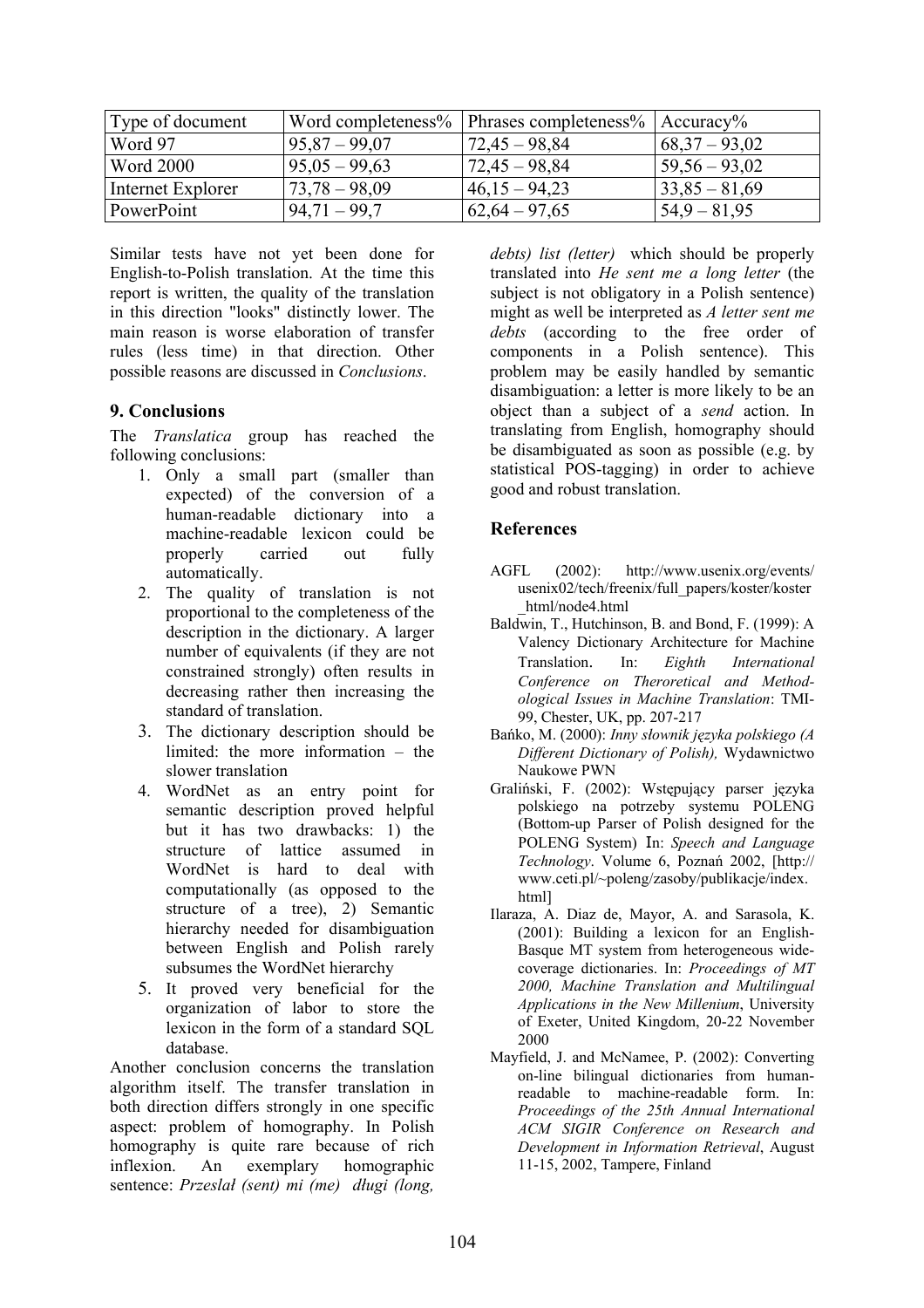| Type of document | Word completeness% | Phrases completeness% | Accuracy% |
| --- | --- | --- | --- |
| Word 97 | 95,87 – 99,07 | 72,45 – 98,84 | 68,37 – 93,02 |
| Word 2000 | 95,05 – 99,63 | 72,45 – 98,84 | 59,56 – 93,02 |
| Internet Explorer | 73,78 – 98,09 | 46,15 – 94,23 | 33,85 – 81,69 |
| PowerPoint | 94,71 – 99,7 | 62,64 – 97,65 | 54,9 – 81,95 |

Similar tests have not yet been done for English-to-Polish translation. At the time this report is written, the quality of the translation in this direction "looks" distinctly lower. The main reason is worse elaboration of transfer rules (less time) in that direction. Other possible reasons are discussed in *Conclusions*.

## 9. Conclusions

The *Translatica* group has reached the following conclusions:

1. Only a small part (smaller than expected) of the conversion of a human-readable dictionary into a machine-readable lexicon could be properly carried out fully automatically.
2. The quality of translation is not proportional to the completeness of the description in the dictionary. A larger number of equivalents (if they are not constrained strongly) often results in decreasing rather then increasing the standard of translation.
3. The dictionary description should be limited: the more information – the slower translation
4. WordNet as an entry point for semantic description proved helpful but it has two drawbacks: 1) the structure of lattice assumed in WordNet is hard to deal with computationally (as opposed to the structure of a tree), 2) Semantic hierarchy needed for disambiguation between English and Polish rarely subsumes the WordNet hierarchy
5. It proved very beneficial for the organization of labor to store the lexicon in the form of a standard SQL database.

Another conclusion concerns the translation algorithm itself. The transfer translation in both direction differs strongly in one specific aspect: problem of homography. In Polish homography is quite rare because of rich inflexion. An exemplary homographic sentence: *Przesłał (sent) mi (me) długi (long, debts) list (letter)* which should be properly translated into *He sent me a long letter* (the subject is not obligatory in a Polish sentence) might as well be interpreted as *A letter sent me debts* (according to the free order of components in a Polish sentence). This problem may be easily handled by semantic disambiguation: a letter is more likely to be an object than a subject of a *send* action. In translating from English, homography should be disambiguated as soon as possible (e.g. by statistical POS-tagging) in order to achieve good and robust translation.

## References

AGFL (2002): http://www.usenix.org/events/usenix02/tech/freenix/full_papers/koster/koster_html/node4.html

Baldwin, T., Hutchinson, B. and Bond, F. (1999): A Valency Dictionary Architecture for Machine Translation. In: *Eighth International Conference on Theroretical and Methodological Issues in Machine Translation*: TMI-99, Chester, UK, pp. 207-217

Bańko, M. (2000): *Inny słownik języka polskiego (A Different Dictionary of Polish),* Wydawnictwo Naukowe PWN

Graliński, F. (2002): Wstępujący parser języka polskiego na potrzeby systemu POLENG (Bottom-up Parser of Polish designed for the POLENG System) In: *Speech and Language Technology*. Volume 6, Poznań 2002, [http://www.ceti.pl/~poleng/zasoby/publikacje/index.html]

Ilaraza, A. Diaz de, Mayor, A. and Sarasola, K. (2001): Building a lexicon for an English-Basque MT system from heterogeneous wide-coverage dictionaries. In: *Proceedings of MT 2000, Machine Translation and Multilingual Applications in the New Millenium*, University of Exeter, United Kingdom, 20-22 November 2000

Mayfield, J. and McNamee, P. (2002): Converting on-line bilingual dictionaries from human-readable to machine-readable form. In: *Proceedings of the 25th Annual International ACM SIGIR Conference on Research and Development in Information Retrieval*, August 11-15, 2002, Tampere, Finland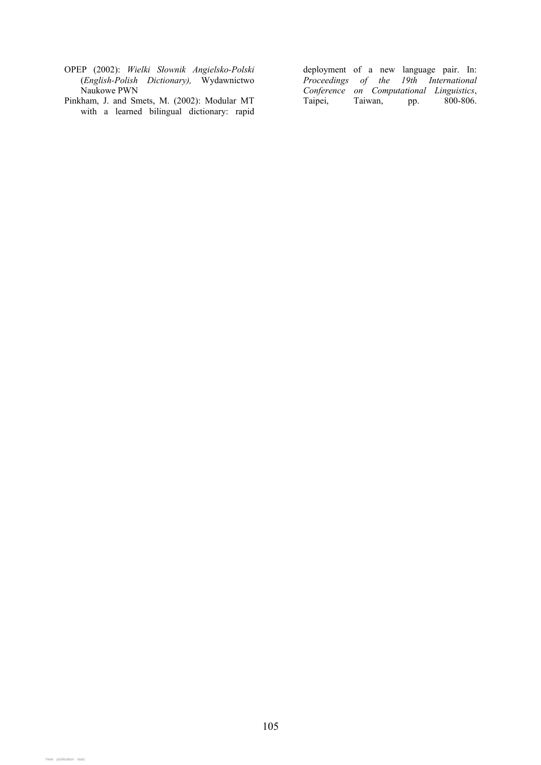OPEP (2002): *Wielki Słownik Angielsko-Polski* (*English-Polish Dictionary),* Wydawnictwo Naukowe PWN

Pinkham, J. and Smets, M. (2002): Modular MT with a learned bilingual dictionary: rapid deployment of a new language pair. In: *Proceedings of the 19th International Conference on Computational Linguistics*, Taipei, Taiwan, pp. 800-806.